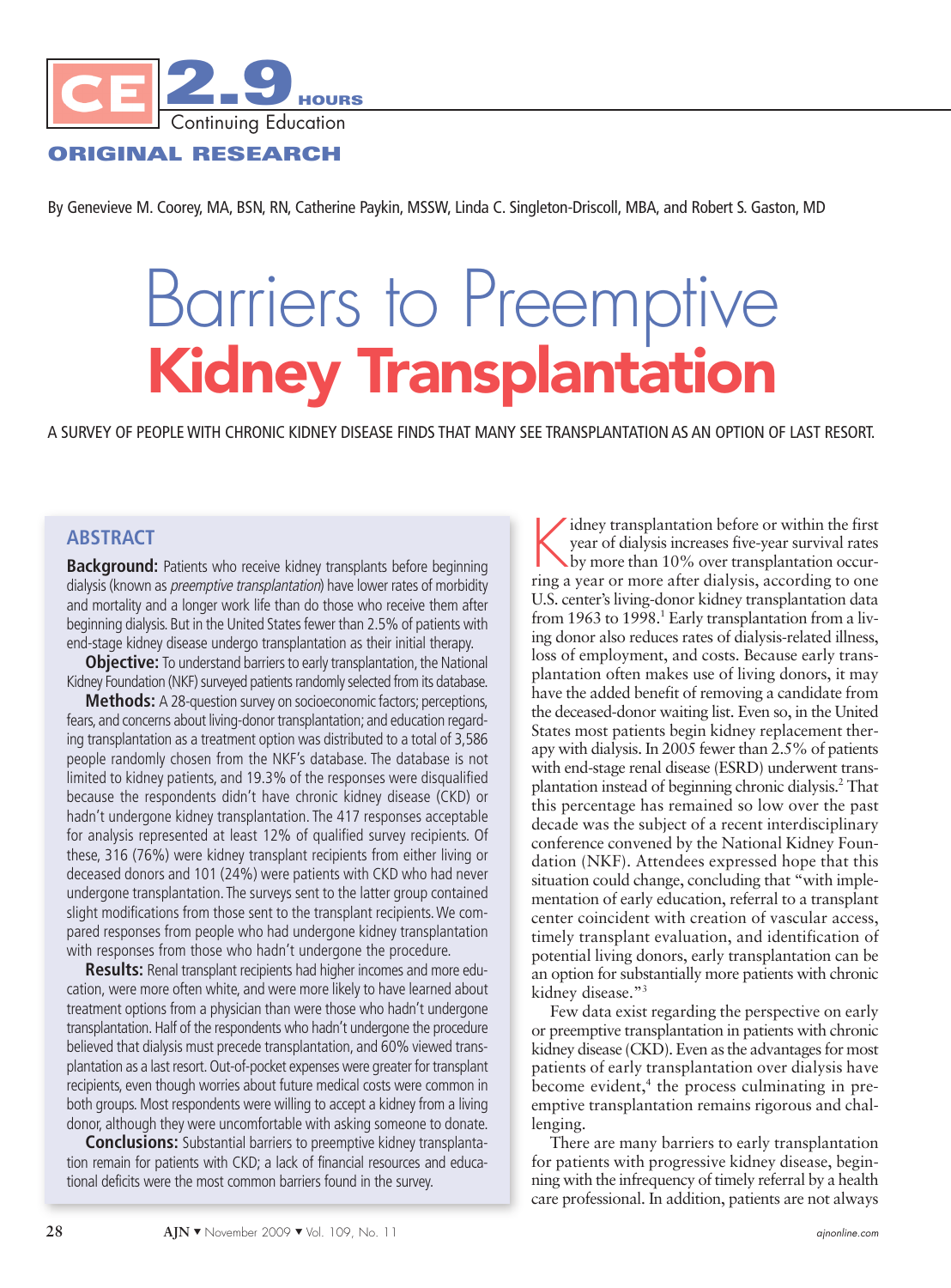CE 2.9 HOURS Continuing Education

ORIGINAL RESEARCH

By Genevieve M. Coorey, MA, BSN, RN, Catherine Paykin, MSSW, Linda C. Singleton-Driscoll, MBA, and Robert S. Gaston, MD

# Barriers to Preemptive Kidney Transplantation

A SURVEY OF PEOPLE WITH CHRONIC KIDNEY DISEASE FINDS THAT MANY SEE TRANSPLANTATION AS AN OPTION OF LAST RESORT.

## ABSTRACT

**Background:** Patients who receive kidney transplants before beginning dialysis (known as *preemptive transplantation*) have lower rates of morbidity and mortality and a longer work life than do those who receive them after beginning dialysis. But in the United States fewer than 2.5% of patients with end-stage kidney disease undergo transplantation as their initial therapy.

**Objective:** To understand barriers to early transplantation, the National Kidney Foundation (NKF) surveyed patients randomly selected from its database.

**Methods:** A 28-question survey on socioeconomic factors; perceptions, fears, and concerns about living-donor transplantation; and education regarding transplantation as a treatment option was distributed to a total of 3,586 people randomly chosen from the NKF's database. The database is not limited to kidney patients, and 19.3% of the responses were disqualified because the respondents didn't have chronic kidney disease (CKD) or hadn't undergone kidney transplantation. The 417 responses acceptable for analysis represented at least 12% of qualified survey recipients. Of these, 316 (76%) were kidney transplant recipients from either living or deceased donors and 101 (24%) were patients with CKD who had never undergone transplantation. The surveys sent to the latter group contained slight modifications from those sent to the transplant recipients. We compared responses from people who had undergone kidney transplantation with responses from those who hadn't undergone the procedure.

**Results:** Renal transplant recipients had higher incomes and more education, were more often white, and were more likely to have learned about treatment options from a physician than were those who hadn't undergone transplantation. Half of the respondents who hadn't undergone the procedure believed that dialysis must precede transplantation, and 60% viewed transplantation as a last resort. Out-of-pocket expenses were greater for transplant recipients, even though worries about future medical costs were common in both groups. Most respondents were willing to accept a kidney from a living donor, although they were uncomfortable with asking someone to donate.

**Conclusions:** Substantial barriers to preemptive kidney transplantation remain for patients with CKD; a lack of financial resources and educational deficits were the most common barriers found in the survey.

Kidney transplantation before or within the first year of dialysis increases five-year survival rates by more than 10% over transplantation occurring a year or more after dialysis, according to one U.S. center's living-donor kidney transplantation data from 1963 to 1998.[1] Early transplantation from a living donor also reduces rates of dialysis-related illness, loss of employment, and costs. Because early transplantation often makes use of living donors, it may have the added benefit of removing a candidate from the deceased-donor waiting list. Even so, in the United States most patients begin kidney replacement therapy with dialysis. In 2005 fewer than 2.5% of patients with end-stage renal disease (ESRD) underwent transplantation instead of beginning chronic dialysis.[2] That this percentage has remained so low over the past decade was the subject of a recent interdisciplinary conference convened by the National Kidney Foundation (NKF). Attendees expressed hope that this situation could change, concluding that "with implementation of early education, referral to a transplant center coincident with creation of vascular access, timely transplant evaluation, and identification of potential living donors, early transplantation can be an option for substantially more patients with chronic kidney disease."[3]

Few data exist regarding the perspective on early or preemptive transplantation in patients with chronic kidney disease (CKD). Even as the advantages for most patients of early transplantation over dialysis have become evident,[4] the process culminating in preemptive transplantation remains rigorous and challenging.

There are many barriers to early transplantation for patients with progressive kidney disease, beginning with the infrequency of timely referral by a health care professional. In addition, patients are not always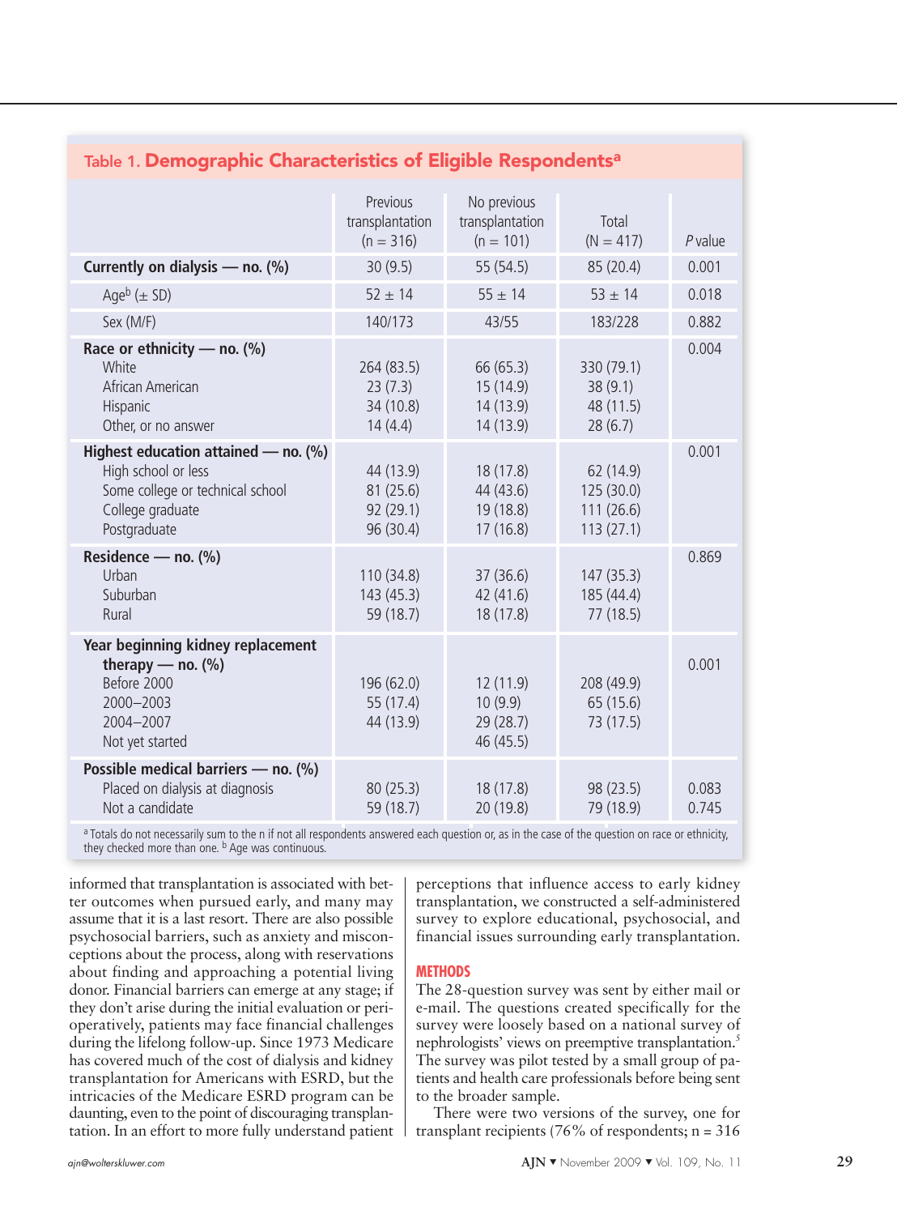**Table 1. Demographic Characteristics of Eligible Respondents[a]**

| | Previous transplantation (n = 316) | No previous transplantation (n = 101) | Total (N = 417) | *P* value |
|---|---|---|---|---|
| **Currently on dialysis — no. (%)** | 30 (9.5) | 55 (54.5) | 85 (20.4) | 0.001 |
| Age[b] (± SD) | 52 ± 14 | 55 ± 14 | 53 ± 14 | 0.018 |
| Sex (M/F) | 140/173 | 43/55 | 183/228 | 0.882 |
| **Race or ethnicity — no. (%)** | | | | 0.004 |
| White | 264 (83.5) | 66 (65.3) | 330 (79.1) | |
| African American | 23 (7.3) | 15 (14.9) | 38 (9.1) | |
| Hispanic | 34 (10.8) | 14 (13.9) | 48 (11.5) | |
| Other, or no answer | 14 (4.4) | 14 (13.9) | 28 (6.7) | |
| **Highest education attained — no. (%)** | | | | 0.001 |
| High school or less | 44 (13.9) | 18 (17.8) | 62 (14.9) | |
| Some college or technical school | 81 (25.6) | 44 (43.6) | 125 (30.0) | |
| College graduate | 92 (29.1) | 19 (18.8) | 111 (26.6) | |
| Postgraduate | 96 (30.4) | 17 (16.8) | 113 (27.1) | |
| **Residence — no. (%)** | | | | 0.869 |
| Urban | 110 (34.8) | 37 (36.6) | 147 (35.3) | |
| Suburban | 143 (45.3) | 42 (41.6) | 185 (44.4) | |
| Rural | 59 (18.7) | 18 (17.8) | 77 (18.5) | |
| **Year beginning kidney replacement therapy — no. (%)** | | | | 0.001 |
| Before 2000 | 196 (62.0) | 12 (11.9) | 208 (49.9) | |
| 2000–2003 | 55 (17.4) | 10 (9.9) | 65 (15.6) | |
| 2004–2007 | 44 (13.9) | 29 (28.7) | 73 (17.5) | |
| Not yet started | | 46 (45.5) | | |
| **Possible medical barriers — no. (%)** | | | | |
| Placed on dialysis at diagnosis | 80 (25.3) | 18 (17.8) | 98 (23.5) | 0.083 |
| Not a candidate | 59 (18.7) | 20 (19.8) | 79 (18.9) | 0.745 |

[a] Totals do not necessarily sum to the n if not all respondents answered each question or, as in the case of the question on race or ethnicity, they checked more than one. [b] Age was continuous.

informed that transplantation is associated with better outcomes when pursued early, and many may assume that it is a last resort. There are also possible psychosocial barriers, such as anxiety and misconceptions about the process, along with reservations about finding and approaching a potential living donor. Financial barriers can emerge at any stage; if they don't arise during the initial evaluation or perioperatively, patients may face financial challenges during the lifelong follow-up. Since 1973 Medicare has covered much of the cost of dialysis and kidney transplantation for Americans with ESRD, but the intricacies of the Medicare ESRD program can be daunting, even to the point of discouraging transplantation. In an effort to more fully understand patient perceptions that influence access to early kidney transplantation, we constructed a self-administered survey to explore educational, psychosocial, and financial issues surrounding early transplantation.

## METHODS

The 28-question survey was sent by either mail or e-mail. The questions created specifically for the survey were loosely based on a national survey of nephrologists' views on preemptive transplantation.[5] The survey was pilot tested by a small group of patients and health care professionals before being sent to the broader sample.

There were two versions of the survey, one for transplant recipients (76% of respondents; n = 316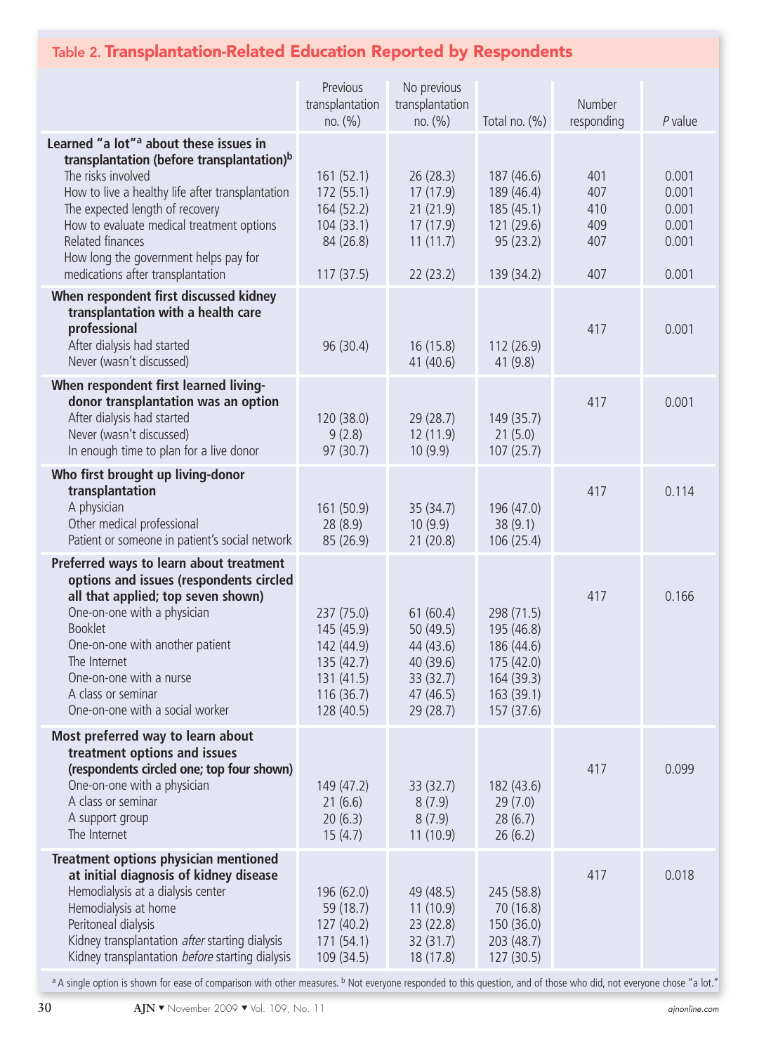## Table 2. Transplantation-Related Education Reported by Respondents

| | Previous transplantation no. (%) | No previous transplantation no. (%) | Total no. (%) | Number responding | *P* value |
|---|---|---|---|---|---|
| **Learned "a lot"[a] about these issues in transplantation (before transplantation)[b]** | | | | | |
| The risks involved | 161 (52.1) | 26 (28.3) | 187 (46.6) | 401 | 0.001 |
| How to live a healthy life after transplantation | 172 (55.1) | 17 (17.9) | 189 (46.4) | 407 | 0.001 |
| The expected length of recovery | 164 (52.2) | 21 (21.9) | 185 (45.1) | 410 | 0.001 |
| How to evaluate medical treatment options | 104 (33.1) | 17 (17.9) | 121 (29.6) | 409 | 0.001 |
| Related finances | 84 (26.8) | 11 (11.7) | 95 (23.2) | 407 | 0.001 |
| How long the government helps pay for medications after transplantation | 117 (37.5) | 22 (23.2) | 139 (34.2) | 407 | 0.001 |
| **When respondent first discussed kidney transplantation with a health care professional** | | | | 417 | 0.001 |
| After dialysis had started | 96 (30.4) | 16 (15.8) | 112 (26.9) | | |
| Never (wasn't discussed) | | 41 (40.6) | 41 (9.8) | | |
| **When respondent first learned living-donor transplantation was an option** | | | | 417 | 0.001 |
| After dialysis had started | 120 (38.0) | 29 (28.7) | 149 (35.7) | | |
| Never (wasn't discussed) | 9 (2.8) | 12 (11.9) | 21 (5.0) | | |
| In enough time to plan for a live donor | 97 (30.7) | 10 (9.9) | 107 (25.7) | | |
| **Who first brought up living-donor transplantation** | | | | 417 | 0.114 |
| A physician | 161 (50.9) | 35 (34.7) | 196 (47.0) | | |
| Other medical professional | 28 (8.9) | 10 (9.9) | 38 (9.1) | | |
| Patient or someone in patient's social network | 85 (26.9) | 21 (20.8) | 106 (25.4) | | |
| **Preferred ways to learn about treatment options and issues (respondents circled all that applied; top seven shown)** | | | | 417 | 0.166 |
| One-on-one with a physician | 237 (75.0) | 61 (60.4) | 298 (71.5) | | |
| Booklet | 145 (45.9) | 50 (49.5) | 195 (46.8) | | |
| One-on-one with another patient | 142 (44.9) | 44 (43.6) | 186 (44.6) | | |
| The Internet | 135 (42.7) | 40 (39.6) | 175 (42.0) | | |
| One-on-one with a nurse | 131 (41.5) | 33 (32.7) | 164 (39.3) | | |
| A class or seminar | 116 (36.7) | 47 (46.5) | 163 (39.1) | | |
| One-on-one with a social worker | 128 (40.5) | 29 (28.7) | 157 (37.6) | | |
| **Most preferred way to learn about treatment options and issues (respondents circled one; top four shown)** | | | | 417 | 0.099 |
| One-on-one with a physician | 149 (47.2) | 33 (32.7) | 182 (43.6) | | |
| A class or seminar | 21 (6.6) | 8 (7.9) | 29 (7.0) | | |
| A support group | 20 (6.3) | 8 (7.9) | 28 (6.7) | | |
| The Internet | 15 (4.7) | 11 (10.9) | 26 (6.2) | | |
| **Treatment options physician mentioned at initial diagnosis of kidney disease** | | | | 417 | 0.018 |
| Hemodialysis at a dialysis center | 196 (62.0) | 49 (48.5) | 245 (58.8) | | |
| Hemodialysis at home | 59 (18.7) | 11 (10.9) | 70 (16.8) | | |
| Peritoneal dialysis | 127 (40.2) | 23 (22.8) | 150 (36.0) | | |
| Kidney transplantation *after* starting dialysis | 171 (54.1) | 32 (31.7) | 203 (48.7) | | |
| Kidney transplantation *before* starting dialysis | 109 (34.5) | 18 (17.8) | 127 (30.5) | | |

[a] A single option is shown for ease of comparison with other measures. [b] Not everyone responded to this question, and of those who did, not everyone chose "a lot."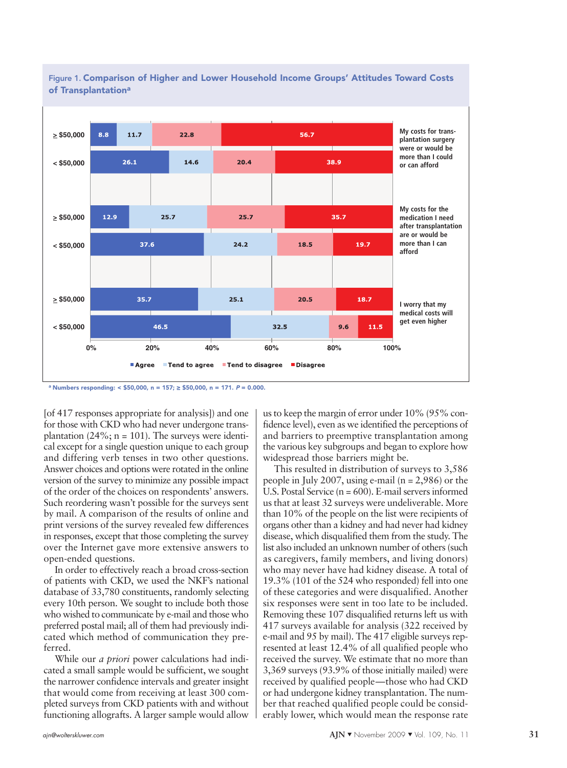Figure 1. **Comparison of Higher and Lower Household Income Groups' Attitudes Toward Costs of Transplantation[a]**

| Statement | Income | Agree | Tend to agree | Tend to disagree | Disagree |
|---|---|---|---|---|---|
| My costs for transplantation surgery were or would be more than I could or can afford | ≥ $50,000 | 8.8 | 11.7 | 22.8 | 56.7 |
| | < $50,000 | 26.1 | 14.6 | 20.4 | 38.9 |
| My costs for the medication I need after transplantation are or would be more than I can afford | ≥ $50,000 | 12.9 | 25.7 | 25.7 | 35.7 |
| | < $50,000 | 37.6 | 24.2 | 18.5 | 19.7 |
| I worry that my medical costs will get even higher | ≥ $50,000 | 35.7 | 25.1 | 20.5 | 18.7 |
| | < $50,000 | 46.5 | 32.5 | 9.6 | 11.5 |

[a] Numbers responding: < $50,000, n = 157; ≥ $50,000, n = 171. *P* = 0.000.

[of 417 responses appropriate for analysis]) and one for those with CKD who had never undergone transplantation (24%; n = 101). The surveys were identical except for a single question unique to each group and differing verb tenses in two other questions. Answer choices and options were rotated in the online version of the survey to minimize any possible impact of the order of the choices on respondents' answers. Such reordering wasn't possible for the surveys sent by mail. A comparison of the results of online and print versions of the survey revealed few differences in responses, except that those completing the survey over the Internet gave more extensive answers to open-ended questions.

In order to effectively reach a broad cross-section of patients with CKD, we used the NKF's national database of 33,780 constituents, randomly selecting every 10th person. We sought to include both those who wished to communicate by e-mail and those who preferred postal mail; all of them had previously indicated which method of communication they preferred.

While our *a priori* power calculations had indicated a small sample would be sufficient, we sought the narrower confidence intervals and greater insight that would come from receiving at least 300 completed surveys from CKD patients with and without functioning allografts. A larger sample would allow us to keep the margin of error under 10% (95% confidence level), even as we identified the perceptions of and barriers to preemptive transplantation among the various key subgroups and began to explore how widespread those barriers might be.

This resulted in distribution of surveys to 3,586 people in July 2007, using e-mail (n = 2,986) or the U.S. Postal Service (n = 600). E-mail servers informed us that at least 32 surveys were undeliverable. More than 10% of the people on the list were recipients of organs other than a kidney and had never had kidney disease, which disqualified them from the study. The list also included an unknown number of others (such as caregivers, family members, and living donors) who may never have had kidney disease. A total of 19.3% (101 of the 524 who responded) fell into one of these categories and were disqualified. Another six responses were sent in too late to be included. Removing these 107 disqualified returns left us with 417 surveys available for analysis (322 received by e-mail and 95 by mail). The 417 eligible surveys represented at least 12.4% of all qualified people who received the survey. We estimate that no more than 3,369 surveys (93.9% of those initially mailed) were received by qualified people—those who had CKD or had undergone kidney transplantation. The number that reached qualified people could be considerably lower, which would mean the response rate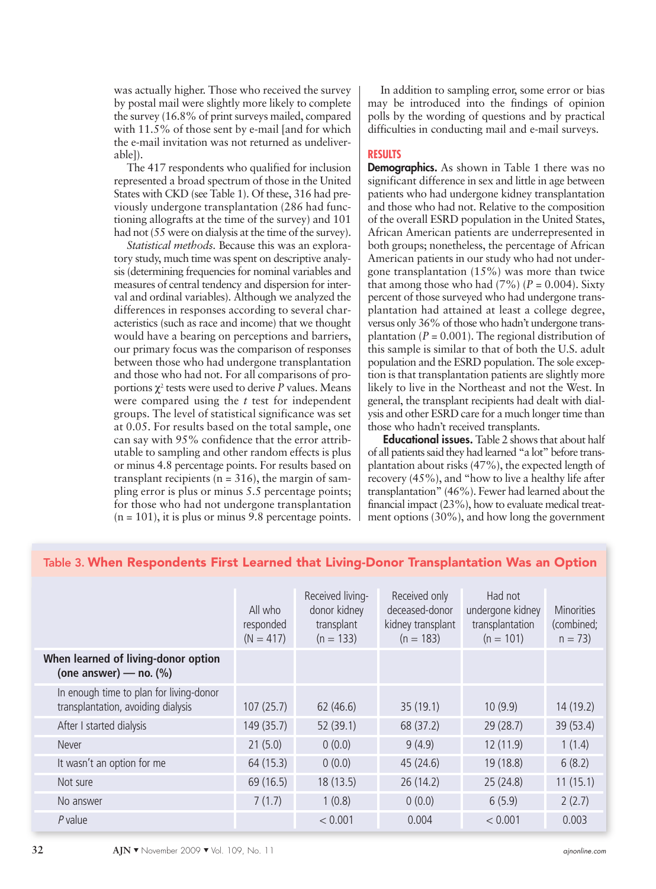was actually higher. Those who received the survey by postal mail were slightly more likely to complete the survey (16.8% of print surveys mailed, compared with 11.5% of those sent by e-mail [and for which the e-mail invitation was not returned as undeliverable]).

The 417 respondents who qualified for inclusion represented a broad spectrum of those in the United States with CKD (see Table 1). Of these, 316 had previously undergone transplantation (286 had functioning allografts at the time of the survey) and 101 had not (55 were on dialysis at the time of the survey).

*Statistical methods.* Because this was an exploratory study, much time was spent on descriptive analysis (determining frequencies for nominal variables and measures of central tendency and dispersion for interval and ordinal variables). Although we analyzed the differences in responses according to several characteristics (such as race and income) that we thought would have a bearing on perceptions and barriers, our primary focus was the comparison of responses between those who had undergone transplantation and those who had not. For all comparisons of proportions $\chi^2$ tests were used to derive *P* values. Means were compared using the *t* test for independent groups. The level of statistical significance was set at 0.05. For results based on the total sample, one can say with 95% confidence that the error attributable to sampling and other random effects is plus or minus 4.8 percentage points. For results based on transplant recipients (n = 316), the margin of sampling error is plus or minus 5.5 percentage points; for those who had not undergone transplantation (n = 101), it is plus or minus 9.8 percentage points.

In addition to sampling error, some error or bias may be introduced into the findings of opinion polls by the wording of questions and by practical difficulties in conducting mail and e-mail surveys.

## RESULTS

**Demographics.** As shown in Table 1 there was no significant difference in sex and little in age between patients who had undergone kidney transplantation and those who had not. Relative to the composition of the overall ESRD population in the United States, African American patients are underrepresented in both groups; nonetheless, the percentage of African American patients in our study who had not undergone transplantation (15%) was more than twice that among those who had (7%) (*P* = 0.004). Sixty percent of those surveyed who had undergone transplantation had attained at least a college degree, versus only 36% of those who hadn't undergone transplantation (*P* = 0.001). The regional distribution of this sample is similar to that of both the U.S. adult population and the ESRD population. The sole exception is that transplantation patients are slightly more likely to live in the Northeast and not the West. In general, the transplant recipients had dealt with dialysis and other ESRD care for a much longer time than those who hadn't received transplants.

**Educational issues.** Table 2 shows that about half of all patients said they had learned "a lot" before transplantation about risks (47%), the expected length of recovery (45%), and "how to live a healthy life after transplantation" (46%). Fewer had learned about the financial impact (23%), how to evaluate medical treatment options (30%), and how long the government

Table 3. **When Respondents First Learned that Living-Donor Transplantation Was an Option**

| | All who responded (N = 417) | Received living-donor kidney transplant (n = 133) | Received only deceased-donor kidney transplant (n = 183) | Had not undergone kidney transplantation (n = 101) | Minorities (combined; n = 73) |
|---|---|---|---|---|---|
| **When learned of living-donor option (one answer) — no. (%)** | | | | | |
| In enough time to plan for living-donor transplantation, avoiding dialysis | 107 (25.7) | 62 (46.6) | 35 (19.1) | 10 (9.9) | 14 (19.2) |
| After I started dialysis | 149 (35.7) | 52 (39.1) | 68 (37.2) | 29 (28.7) | 39 (53.4) |
| Never | 21 (5.0) | 0 (0.0) | 9 (4.9) | 12 (11.9) | 1 (1.4) |
| It wasn't an option for me | 64 (15.3) | 0 (0.0) | 45 (24.6) | 19 (18.8) | 6 (8.2) |
| Not sure | 69 (16.5) | 18 (13.5) | 26 (14.2) | 25 (24.8) | 11 (15.1) |
| No answer | 7 (1.7) | 1 (0.8) | 0 (0.0) | 6 (5.9) | 2 (2.7) |
| *P* value | | < 0.001 | 0.004 | < 0.001 | 0.003 |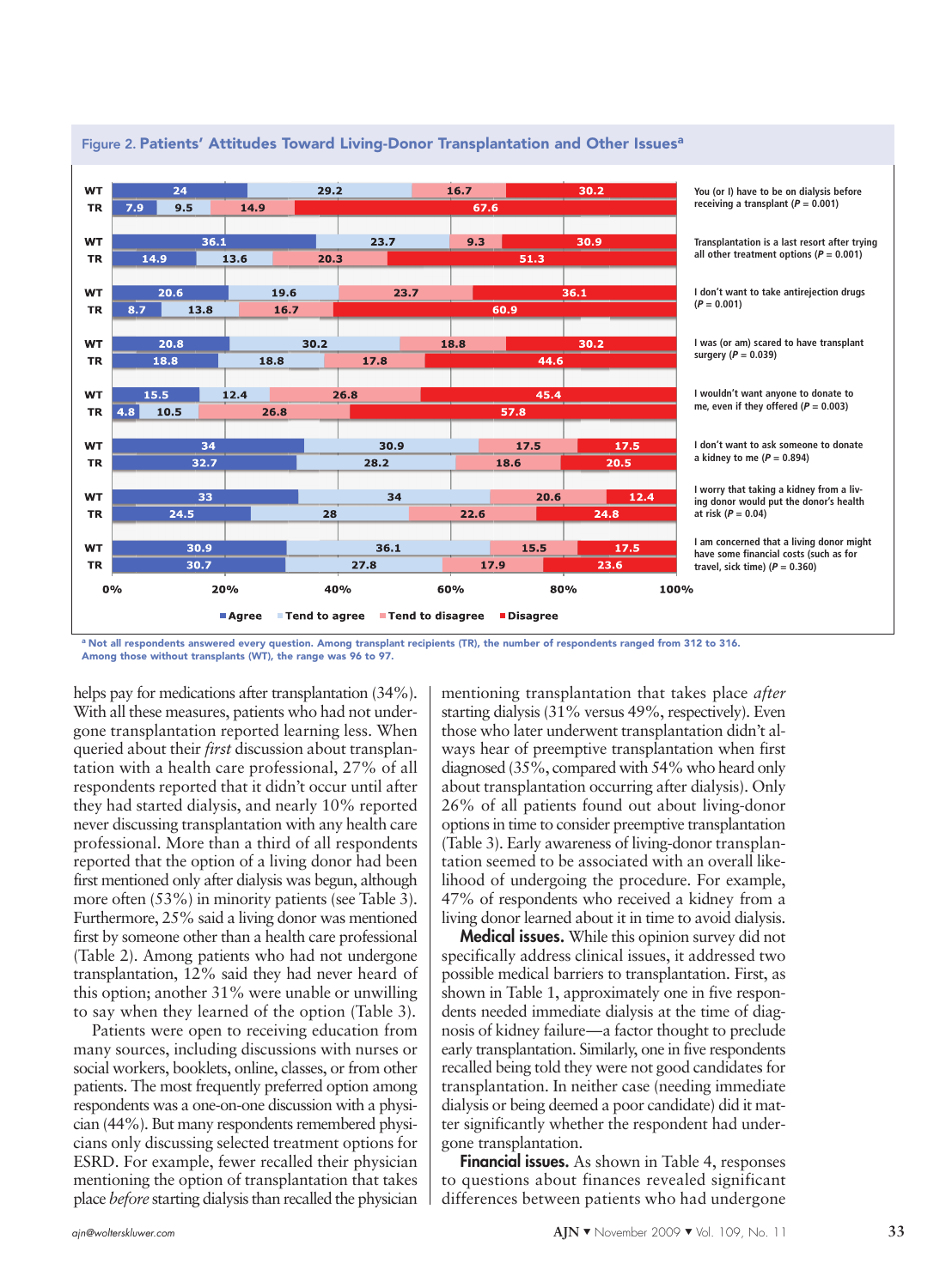Figure 2. **Patients' Attitudes Toward Living-Donor Transplantation and Other Issues**[a]

| Statement | Group | Agree | Tend to agree | Tend to disagree | Disagree |
|---|---|---|---|---|---|
| You (or I) have to be on dialysis before receiving a transplant ($P = 0.001$) | WT | 24 | 29.2 | 16.7 | 30.2 |
| | TR | 7.9 | 9.5 | 14.9 | 67.6 |
| Transplantation is a last resort after trying all other treatment options ($P = 0.001$) | WT | 36.1 | 23.7 | 9.3 | 30.9 |
| | TR | 14.9 | 13.6 | 20.3 | 51.3 |
| I don't want to take antirejection drugs ($P = 0.001$) | WT | 20.6 | 19.6 | 23.7 | 36.1 |
| | TR | 8.7 | 13.8 | 16.7 | 60.9 |
| I was (or am) scared to have transplant surgery ($P = 0.039$) | WT | 20.8 | 30.2 | 18.8 | 30.2 |
| | TR | 18.8 | 18.8 | 17.8 | 44.6 |
| I wouldn't want anyone to donate to me, even if they offered ($P = 0.003$) | WT | 15.5 | 12.4 | 26.8 | 45.4 |
| | TR | 4.8 | 10.5 | 26.8 | 57.8 |
| I don't want to ask someone to donate a kidney to me ($P = 0.894$) | WT | 34 | 30.9 | 17.5 | 17.5 |
| | TR | 32.7 | 28.2 | 18.6 | 20.5 |
| I worry that taking a kidney from a living donor would put the donor's health at risk ($P = 0.04$) | WT | 33 | 34 | 20.6 | 12.4 |
| | TR | 24.5 | 28 | 22.6 | 24.8 |
| I am concerned that a living donor might have some financial costs (such as for travel, sick time) ($P = 0.360$) | WT | 30.9 | 36.1 | 15.5 | 17.5 |
| | TR | 30.7 | 27.8 | 17.9 | 23.6 |

[a] Not all respondents answered every question. Among transplant recipients (TR), the number of respondents ranged from 312 to 316. Among those without transplants (WT), the range was 96 to 97.

helps pay for medications after transplantation (34%). With all these measures, patients who had not undergone transplantation reported learning less. When queried about their *first* discussion about transplantation with a health care professional, 27% of all respondents reported that it didn't occur until after they had started dialysis, and nearly 10% reported never discussing transplantation with any health care professional. More than a third of all respondents reported that the option of a living donor had been first mentioned only after dialysis was begun, although more often (53%) in minority patients (see Table 3). Furthermore, 25% said a living donor was mentioned first by someone other than a health care professional (Table 2). Among patients who had not undergone transplantation, 12% said they had never heard of this option; another 31% were unable or unwilling to say when they learned of the option (Table 3).

Patients were open to receiving education from many sources, including discussions with nurses or social workers, booklets, online, classes, or from other patients. The most frequently preferred option among respondents was a one-on-one discussion with a physician (44%). But many respondents remembered physicians only discussing selected treatment options for ESRD. For example, fewer recalled their physician mentioning the option of transplantation that takes place *before* starting dialysis than recalled the physician mentioning transplantation that takes place *after* starting dialysis (31% versus 49%, respectively). Even those who later underwent transplantation didn't always hear of preemptive transplantation when first diagnosed (35%, compared with 54% who heard only about transplantation occurring after dialysis). Only 26% of all patients found out about living-donor options in time to consider preemptive transplantation (Table 3). Early awareness of living-donor transplantation seemed to be associated with an overall likelihood of undergoing the procedure. For example, 47% of respondents who received a kidney from a living donor learned about it in time to avoid dialysis.

**Medical issues.** While this opinion survey did not specifically address clinical issues, it addressed two possible medical barriers to transplantation. First, as shown in Table 1, approximately one in five respondents needed immediate dialysis at the time of diagnosis of kidney failure—a factor thought to preclude early transplantation. Similarly, one in five respondents recalled being told they were not good candidates for transplantation. In neither case (needing immediate dialysis or being deemed a poor candidate) did it matter significantly whether the respondent had undergone transplantation.

**Financial issues.** As shown in Table 4, responses to questions about finances revealed significant differences between patients who had undergone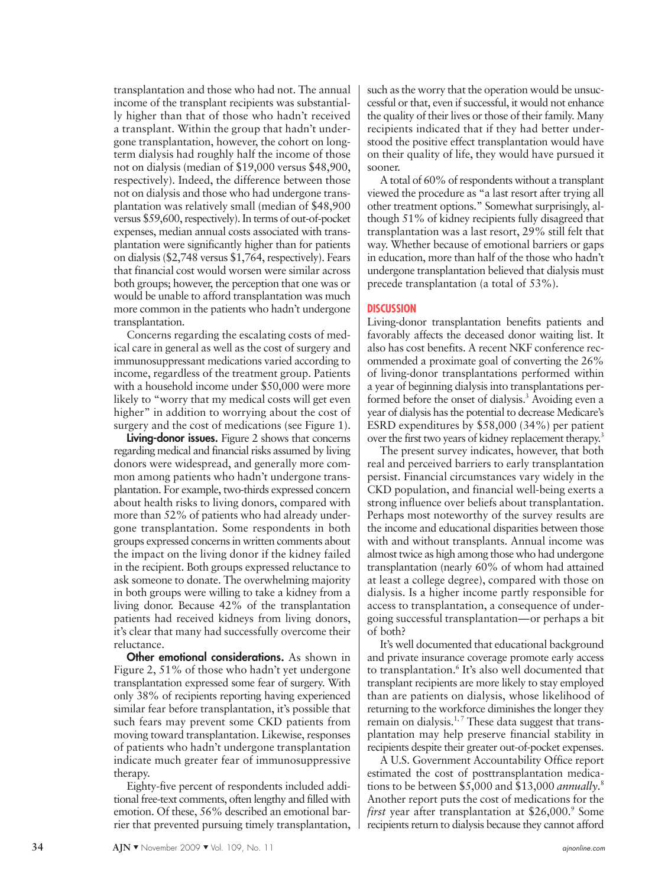transplantation and those who had not. The annual income of the transplant recipients was substantially higher than that of those who hadn't received a transplant. Within the group that hadn't undergone transplantation, however, the cohort on long-term dialysis had roughly half the income of those not on dialysis (median of $19,000 versus $48,900, respectively). Indeed, the difference between those not on dialysis and those who had undergone transplantation was relatively small (median of $48,900 versus $59,600, respectively). In terms of out-of-pocket expenses, median annual costs associated with transplantation were significantly higher than for patients on dialysis ($2,748 versus $1,764, respectively). Fears that financial cost would worsen were similar across both groups; however, the perception that one was or would be unable to afford transplantation was much more common in the patients who hadn't undergone transplantation.

Concerns regarding the escalating costs of medical care in general as well as the cost of surgery and immunosuppressant medications varied according to income, regardless of the treatment group. Patients with a household income under $50,000 were more likely to "worry that my medical costs will get even higher" in addition to worrying about the cost of surgery and the cost of medications (see Figure 1).

**Living-donor issues.** Figure 2 shows that concerns regarding medical and financial risks assumed by living donors were widespread, and generally more common among patients who hadn't undergone transplantation. For example, two-thirds expressed concern about health risks to living donors, compared with more than 52% of patients who had already undergone transplantation. Some respondents in both groups expressed concerns in written comments about the impact on the living donor if the kidney failed in the recipient. Both groups expressed reluctance to ask someone to donate. The overwhelming majority in both groups were willing to take a kidney from a living donor. Because 42% of the transplantation patients had received kidneys from living donors, it's clear that many had successfully overcome their reluctance.

**Other emotional considerations.** As shown in Figure 2, 51% of those who hadn't yet undergone transplantation expressed some fear of surgery. With only 38% of recipients reporting having experienced similar fear before transplantation, it's possible that such fears may prevent some CKD patients from moving toward transplantation. Likewise, responses of patients who hadn't undergone transplantation indicate much greater fear of immunosuppressive therapy.

Eighty-five percent of respondents included additional free-text comments, often lengthy and filled with emotion. Of these, 56% described an emotional barrier that prevented pursuing timely transplantation, such as the worry that the operation would be unsuccessful or that, even if successful, it would not enhance the quality of their lives or those of their family. Many recipients indicated that if they had better understood the positive effect transplantation would have on their quality of life, they would have pursued it sooner.

A total of 60% of respondents without a transplant viewed the procedure as "a last resort after trying all other treatment options." Somewhat surprisingly, although 51% of kidney recipients fully disagreed that transplantation was a last resort, 29% still felt that way. Whether because of emotional barriers or gaps in education, more than half of the those who hadn't undergone transplantation believed that dialysis must precede transplantation (a total of 53%).

## DISCUSSION

Living-donor transplantation benefits patients and favorably affects the deceased donor waiting list. It also has cost benefits. A recent NKF conference recommended a proximate goal of converting the 26% of living-donor transplantations performed within a year of beginning dialysis into transplantations performed before the onset of dialysis.[3] Avoiding even a year of dialysis has the potential to decrease Medicare's ESRD expenditures by $58,000 (34%) per patient over the first two years of kidney replacement therapy.[3]

The present survey indicates, however, that both real and perceived barriers to early transplantation persist. Financial circumstances vary widely in the CKD population, and financial well-being exerts a strong influence over beliefs about transplantation. Perhaps most noteworthy of the survey results are the income and educational disparities between those with and without transplants. Annual income was almost twice as high among those who had undergone transplantation (nearly 60% of whom had attained at least a college degree), compared with those on dialysis. Is a higher income partly responsible for access to transplantation, a consequence of undergoing successful transplantation—or perhaps a bit of both?

It's well documented that educational background and private insurance coverage promote early access to transplantation.[6] It's also well documented that transplant recipients are more likely to stay employed than are patients on dialysis, whose likelihood of returning to the workforce diminishes the longer they remain on dialysis.[1, 7] These data suggest that transplantation may help preserve financial stability in recipients despite their greater out-of-pocket expenses.

A U.S. Government Accountability Office report estimated the cost of posttransplantation medications to be between $5,000 and $13,000 *annually*.[8] Another report puts the cost of medications for the *first* year after transplantation at $26,000.[9] Some recipients return to dialysis because they cannot afford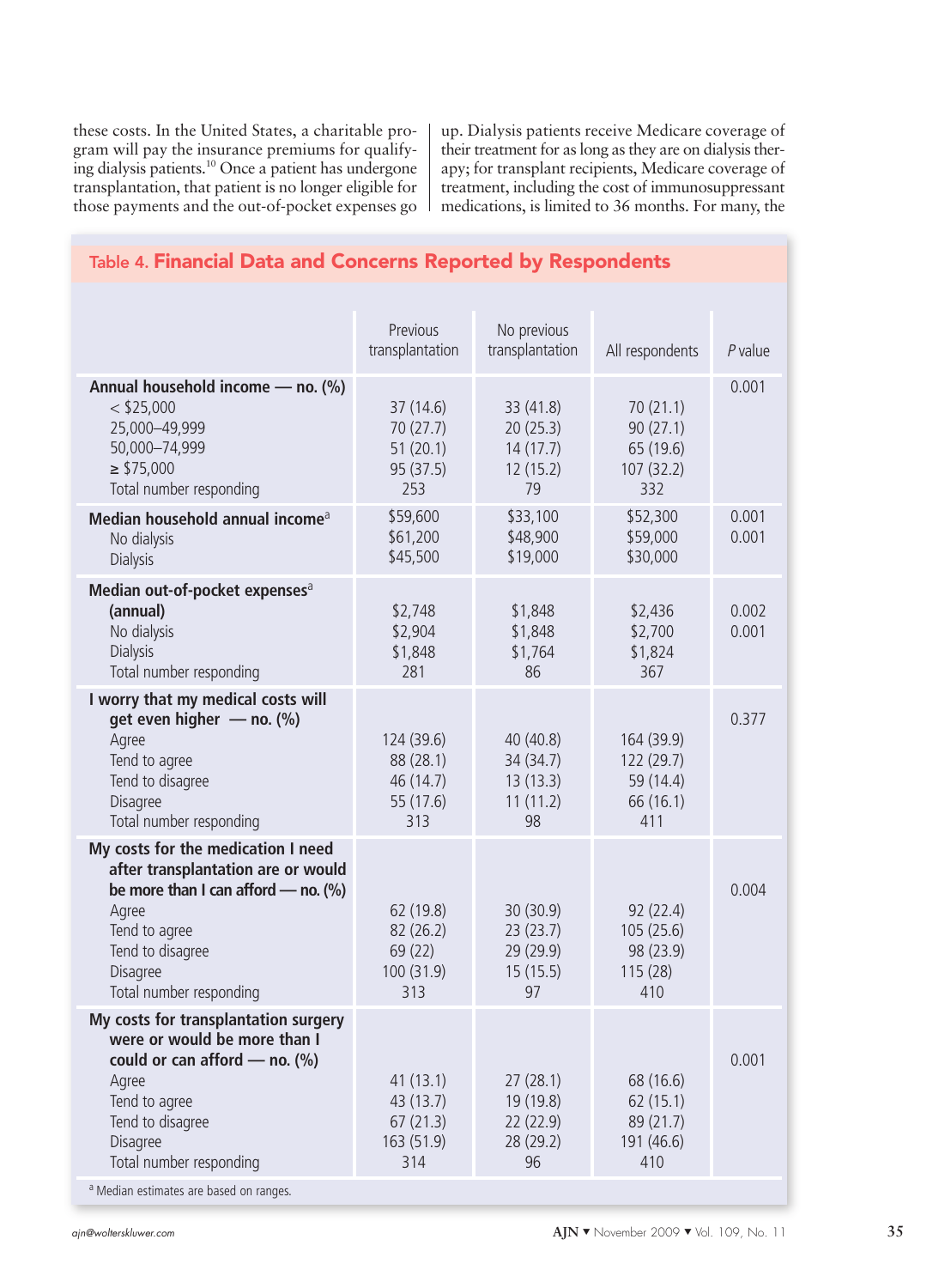these costs. In the United States, a charitable program will pay the insurance premiums for qualifying dialysis patients.[10] Once a patient has undergone transplantation, that patient is no longer eligible for those payments and the out-of-pocket expenses go up. Dialysis patients receive Medicare coverage of their treatment for as long as they are on dialysis therapy; for transplant recipients, Medicare coverage of treatment, including the cost of immunosuppressant medications, is limited to 36 months. For many, the

Table 4. **Financial Data and Concerns Reported by Respondents**

| | Previous transplantation | No previous transplantation | All respondents | *P* value |
|---|---|---|---|---|
| **Annual household income — no. (%)** | | | | 0.001 |
| < $25,000 | 37 (14.6) | 33 (41.8) | 70 (21.1) | |
| 25,000–49,999 | 70 (27.7) | 20 (25.3) | 90 (27.1) | |
| 50,000–74,999 | 51 (20.1) | 14 (17.7) | 65 (19.6) | |
| ≥ $75,000 | 95 (37.5) | 12 (15.2) | 107 (32.2) | |
| Total number responding | 253 | 79 | 332 | |
| **Median household annual income**[a] | $59,600 | $33,100 | $52,300 | 0.001 |
| No dialysis | $61,200 | $48,900 | $59,000 | 0.001 |
| Dialysis | $45,500 | $19,000 | $30,000 | |
| **Median out-of-pocket expenses**[a] **(annual)** | $2,748 | $1,848 | $2,436 | 0.002 |
| No dialysis | $2,904 | $1,848 | $2,700 | 0.001 |
| Dialysis | $1,848 | $1,764 | $1,824 | |
| Total number responding | 281 | 86 | 367 | |
| **I worry that my medical costs will get even higher — no. (%)** | | | | 0.377 |
| Agree | 124 (39.6) | 40 (40.8) | 164 (39.9) | |
| Tend to agree | 88 (28.1) | 34 (34.7) | 122 (29.7) | |
| Tend to disagree | 46 (14.7) | 13 (13.3) | 59 (14.4) | |
| Disagree | 55 (17.6) | 11 (11.2) | 66 (16.1) | |
| Total number responding | 313 | 98 | 411 | |
| **My costs for the medication I need after transplantation are or would be more than I can afford — no. (%)** | | | | 0.004 |
| Agree | 62 (19.8) | 30 (30.9) | 92 (22.4) | |
| Tend to agree | 82 (26.2) | 23 (23.7) | 105 (25.6) | |
| Tend to disagree | 69 (22) | 29 (29.9) | 98 (23.9) | |
| Disagree | 100 (31.9) | 15 (15.5) | 115 (28) | |
| Total number responding | 313 | 97 | 410 | |
| **My costs for transplantation surgery were or would be more than I could or can afford — no. (%)** | | | | 0.001 |
| Agree | 41 (13.1) | 27 (28.1) | 68 (16.6) | |
| Tend to agree | 43 (13.7) | 19 (19.8) | 62 (15.1) | |
| Tend to disagree | 67 (21.3) | 22 (22.9) | 89 (21.7) | |
| Disagree | 163 (51.9) | 28 (29.2) | 191 (46.6) | |
| Total number responding | 314 | 96 | 410 | |

[a] Median estimates are based on ranges.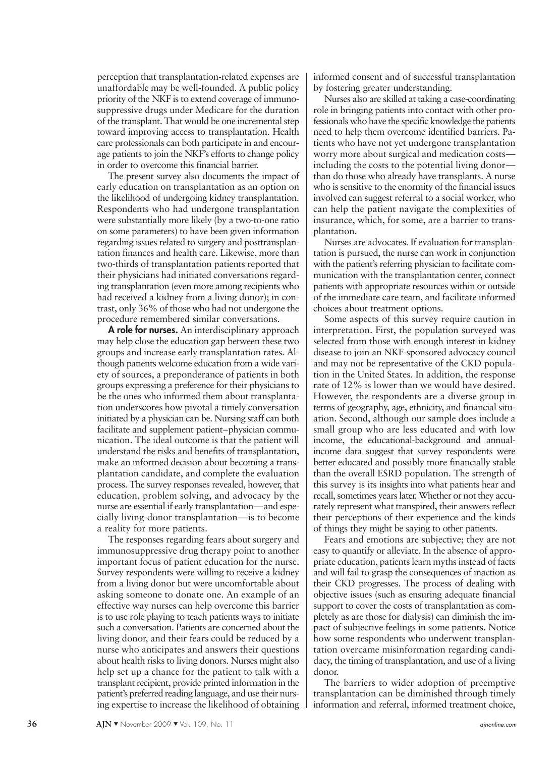perception that transplantation-related expenses are unaffordable may be well-founded. A public policy priority of the NKF is to extend coverage of immunosuppressive drugs under Medicare for the duration of the transplant. That would be one incremental step toward improving access to transplantation. Health care professionals can both participate in and encourage patients to join the NKF's efforts to change policy in order to overcome this financial barrier.

The present survey also documents the impact of early education on transplantation as an option on the likelihood of undergoing kidney transplantation. Respondents who had undergone transplantation were substantially more likely (by a two-to-one ratio on some parameters) to have been given information regarding issues related to surgery and posttransplantation finances and health care. Likewise, more than two-thirds of transplantation patients reported that their physicians had initiated conversations regarding transplantation (even more among recipients who had received a kidney from a living donor); in contrast, only 36% of those who had not undergone the procedure remembered similar conversations.

**A role for nurses.** An interdisciplinary approach may help close the education gap between these two groups and increase early transplantation rates. Although patients welcome education from a wide variety of sources, a preponderance of patients in both groups expressing a preference for their physicians to be the ones who informed them about transplantation underscores how pivotal a timely conversation initiated by a physician can be. Nursing staff can both facilitate and supplement patient–physician communication. The ideal outcome is that the patient will understand the risks and benefits of transplantation, make an informed decision about becoming a transplantation candidate, and complete the evaluation process. The survey responses revealed, however, that education, problem solving, and advocacy by the nurse are essential if early transplantation—and especially living-donor transplantation—is to become a reality for more patients.

The responses regarding fears about surgery and immunosuppressive drug therapy point to another important focus of patient education for the nurse. Survey respondents were willing to receive a kidney from a living donor but were uncomfortable about asking someone to donate one. An example of an effective way nurses can help overcome this barrier is to use role playing to teach patients ways to initiate such a conversation. Patients are concerned about the living donor, and their fears could be reduced by a nurse who anticipates and answers their questions about health risks to living donors. Nurses might also help set up a chance for the patient to talk with a transplant recipient, provide printed information in the patient's preferred reading language, and use their nursing expertise to increase the likelihood of obtaining informed consent and of successful transplantation by fostering greater understanding.

Nurses also are skilled at taking a case-coordinating role in bringing patients into contact with other professionals who have the specific knowledge the patients need to help them overcome identified barriers. Patients who have not yet undergone transplantation worry more about surgical and medication costs—including the costs to the potential living donor—than do those who already have transplants. A nurse who is sensitive to the enormity of the financial issues involved can suggest referral to a social worker, who can help the patient navigate the complexities of insurance, which, for some, are a barrier to transplantation.

Nurses are advocates. If evaluation for transplantation is pursued, the nurse can work in conjunction with the patient's referring physician to facilitate communication with the transplantation center, connect patients with appropriate resources within or outside of the immediate care team, and facilitate informed choices about treatment options.

Some aspects of this survey require caution in interpretation. First, the population surveyed was selected from those with enough interest in kidney disease to join an NKF-sponsored advocacy council and may not be representative of the CKD population in the United States. In addition, the response rate of 12% is lower than we would have desired. However, the respondents are a diverse group in terms of geography, age, ethnicity, and financial situation. Second, although our sample does include a small group who are less educated and with low income, the educational-background and annual-income data suggest that survey respondents were better educated and possibly more financially stable than the overall ESRD population. The strength of this survey is its insights into what patients hear and recall, sometimes years later. Whether or not they accurately represent what transpired, their answers reflect their perceptions of their experience and the kinds of things they might be saying to other patients.

Fears and emotions are subjective; they are not easy to quantify or alleviate. In the absence of appropriate education, patients learn myths instead of facts and will fail to grasp the consequences of inaction as their CKD progresses. The process of dealing with objective issues (such as ensuring adequate financial support to cover the costs of transplantation as completely as are those for dialysis) can diminish the impact of subjective feelings in some patients. Notice how some respondents who underwent transplantation overcame misinformation regarding candidacy, the timing of transplantation, and use of a living donor.

The barriers to wider adoption of preemptive transplantation can be diminished through timely information and referral, informed treatment choice,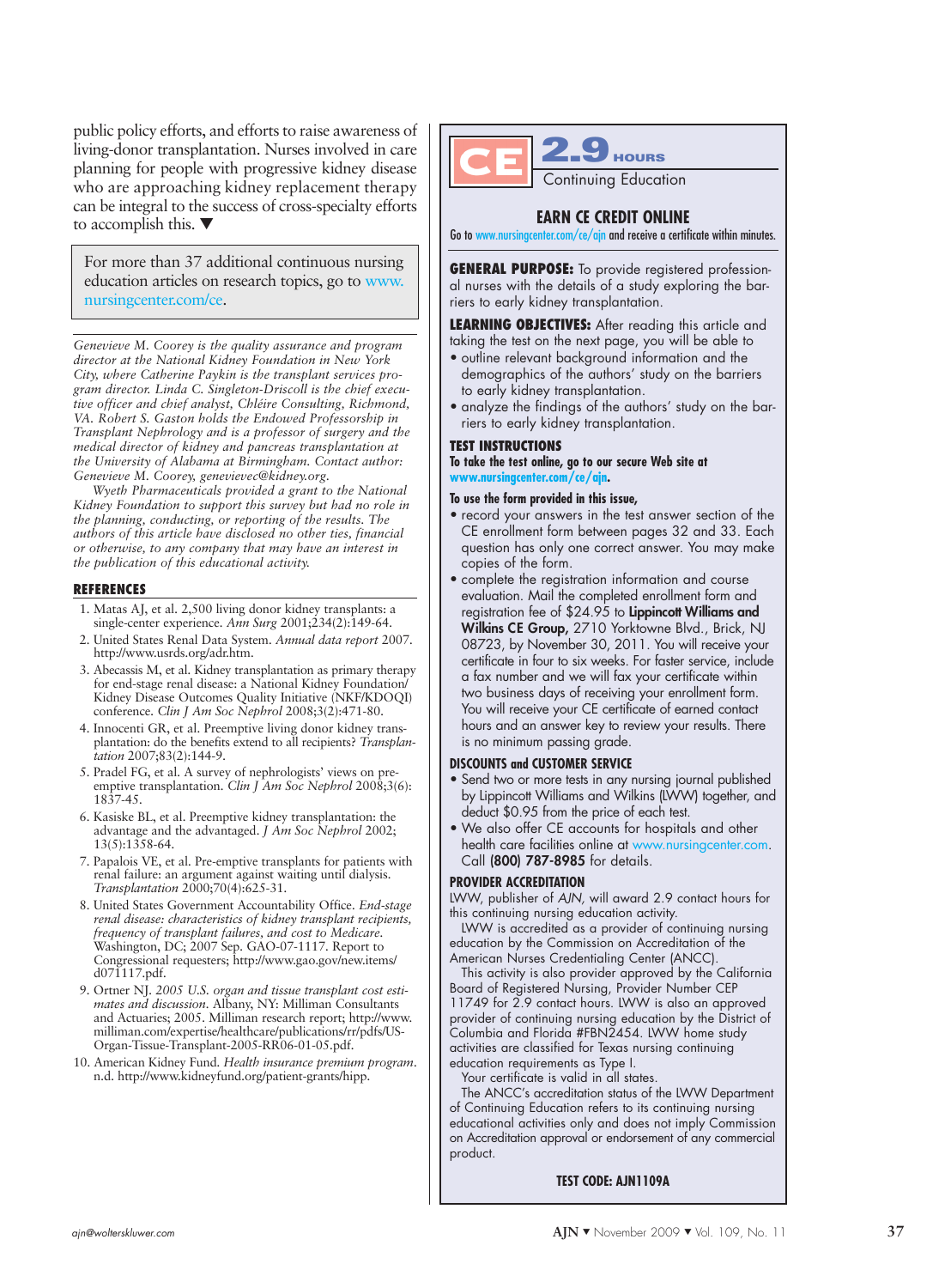public policy efforts, and efforts to raise awareness of living-donor kidney transplantation. Nurses involved in care planning for people with progressive kidney disease who are approaching kidney replacement therapy can be integral to the success of cross-specialty efforts to accomplish this. ▼

For more than 37 additional continuous nursing education articles on research topics, go to www.nursingcenter.com/ce.

*Genevieve M. Coorey is the quality assurance and program director at the National Kidney Foundation in New York City, where Catherine Paykin is the transplant services program director. Linda C. Singleton-Driscoll is the chief executive officer and chief analyst, Chléire Consulting, Richmond, VA. Robert S. Gaston holds the Endowed Professorship in Transplant Nephrology and is a professor of surgery and the medical director of kidney and pancreas transplantation at the University of Alabama at Birmingham. Contact author: Genevieve M. Coorey, genevievec@kidney.org.*

*Wyeth Pharmaceuticals provided a grant to the National Kidney Foundation to support this survey but had no role in the planning, conducting, or reporting of the results. The authors of this article have disclosed no other ties, financial or otherwise, to any company that may have an interest in the publication of this educational activity.*

## REFERENCES

1. Matas AJ, et al. 2,500 living donor kidney transplants: a single-center experience. *Ann Surg* 2001;234(2):149-64.
2. United States Renal Data System. *Annual data report* 2007. http://www.usrds.org/adr.htm.
3. Abecassis M, et al. Kidney transplantation as primary therapy for end-stage renal disease: a National Kidney Foundation/Kidney Disease Outcomes Quality Initiative (NKF/KDOQI) conference. *Clin J Am Soc Nephrol* 2008;3(2):471-80.
4. Innocenti GR, et al. Preemptive living donor kidney transplantation: do the benefits extend to all recipients? *Transplantation* 2007;83(2):144-9.
5. Pradel FG, et al. A survey of nephrologists' views on preemptive transplantation. *Clin J Am Soc Nephrol* 2008;3(6):1837-45.
6. Kasiske BL, et al. Preemptive kidney transplantation: the advantage and the advantaged. *J Am Soc Nephrol* 2002;13(5):1358-64.
7. Papalois VE, et al. Pre-emptive transplants for patients with renal failure: an argument against waiting until dialysis. *Transplantation* 2000;70(4):625-31.
8. United States Government Accountability Office. *End-stage renal disease: characteristics of kidney transplant recipients, frequency of transplant failures, and cost to Medicare.* Washington, DC; 2007 Sep. GAO-07-1117. Report to Congressional requesters; http://www.gao.gov/new.items/d071117.pdf.
9. Ortner NJ. *2005 U.S. organ and tissue transplant cost estimates and discussion.* Albany, NY: Milliman Consultants and Actuaries; 2005. Milliman research report; http://www.milliman.com/expertise/healthcare/publications/rr/pdfs/US-Organ-Tissue-Transplant-2005-RR06-01-05.pdf.
10. American Kidney Fund. *Health insurance premium program.* n.d. http://www.kidneyfund.org/patient-grants/hipp.

---

**CE 2.9 HOURS**
Continuing Education

### EARN CE CREDIT ONLINE

Go to www.nursingcenter.com/ce/ajn and receive a certificate within minutes.

**GENERAL PURPOSE:** To provide registered professional nurses with the details of a study exploring the barriers to early kidney transplantation.

**LEARNING OBJECTIVES:** After reading this article and taking the test on the next page, you will be able to

- outline relevant background information and the demographics of the authors' study on the barriers to early kidney transplantation.
- analyze the findings of the authors' study on the barriers to early kidney transplantation.

**TEST INSTRUCTIONS**

**To take the test online, go to our secure Web site at www.nursingcenter.com/ce/ajn.**

**To use the form provided in this issue,**

- record your answers in the test answer section of the CE enrollment form between pages 32 and 33. Each question has only one correct answer. You may make copies of the form.
- complete the registration information and course evaluation. Mail the completed enrollment form and registration fee of $24.95 to **Lippincott Williams and Wilkins CE Group,** 2710 Yorktowne Blvd., Brick, NJ 08723, by November 30, 2011. You will receive your certificate in four to six weeks. For faster service, include a fax number and we will fax your certificate within two business days of receiving your enrollment form. You will receive your CE certificate of earned contact hours and an answer key to review your results. There is no minimum passing grade.

**DISCOUNTS and CUSTOMER SERVICE**

- Send two or more tests in any nursing journal published by Lippincott Williams and Wilkins (LWW) together, and deduct $0.95 from the price of each test.
- We also offer CE accounts for hospitals and other health care facilities online at www.nursingcenter.com. Call **(800) 787-8985** for details.

**PROVIDER ACCREDITATION**

LWW, publisher of *AJN,* will award 2.9 contact hours for this continuing nursing education activity.

LWW is accredited as a provider of continuing nursing education by the Commission on Accreditation of the American Nurses Credentialing Center (ANCC).

This activity is also provider approved by the California Board of Registered Nursing, Provider Number CEP 11749 for 2.9 contact hours. LWW is also an approved provider of continuing nursing education by the District of Columbia and Florida #FBN2454. LWW home study activities are classified for Texas nursing continuing education requirements as Type I.

Your certificate is valid in all states.

The ANCC's accreditation status of the LWW Department of Continuing Education refers to its continuing nursing educational activities only and does not imply Commission on Accreditation approval or endorsement of any commercial product.

**TEST CODE: AJN1109A**